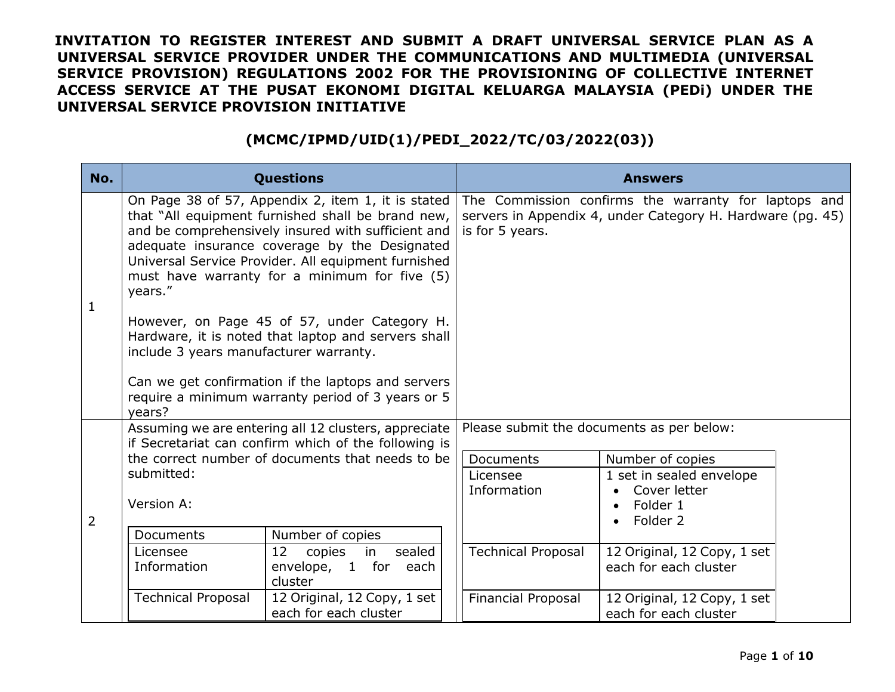**INVITATION TO REGISTER INTEREST AND SUBMIT A DRAFT UNIVERSAL SERVICE PLAN AS A UNIVERSAL SERVICE PROVIDER UNDER THE COMMUNICATIONS AND MULTIMEDIA (UNIVERSAL SERVICE PROVISION) REGULATIONS 2002 FOR THE PROVISIONING OF COLLECTIVE INTERNET ACCESS SERVICE AT THE PUSAT EKONOMI DIGITAL KELUARGA MALAYSIA (PEDi) UNDER THE UNIVERSAL SERVICE PROVISION INITIATIVE**

**(MCMC/IPMD/UID(1)/PEDI_2022/TC/03/2022(03))**

| No. | Questions | Answers |
|---|---|---|
| 1 | On Page 38 of 57, Appendix 2, item 1, it is stated that "All equipment furnished shall be brand new, and be comprehensively insured with sufficient and adequate insurance coverage by the Designated Universal Service Provider. All equipment furnished must have warranty for a minimum for five (5) years."<br><br>However, on Page 45 of 57, under Category H. Hardware, it is noted that laptop and servers shall include 3 years manufacturer warranty.<br><br>Can we get confirmation if the laptops and servers require a minimum warranty period of 3 years or 5 years? | The Commission confirms the warranty for laptops and servers in Appendix 4, under Category H. Hardware (pg. 45) is for 5 years. |
| 2 | Assuming we are entering all 12 clusters, appreciate if Secretariat can confirm which of the following is the correct number of documents that needs to be submitted:<br><br>Version A:<br><br>**Documents** — **Number of copies**<br>Licensee Information — 12 copies in sealed envelope, 1 for each cluster<br>Technical Proposal — 12 Original, 12 Copy, 1 set each for each cluster | Please submit the documents as per below:<br><br>**Documents** — **Number of copies**<br>Licensee Information — 1 set in sealed envelope<br>• Cover letter<br>• Folder 1<br>• Folder 2<br>Technical Proposal — 12 Original, 12 Copy, 1 set each for each cluster<br>Financial Proposal — 12 Original, 12 Copy, 1 set each for each cluster |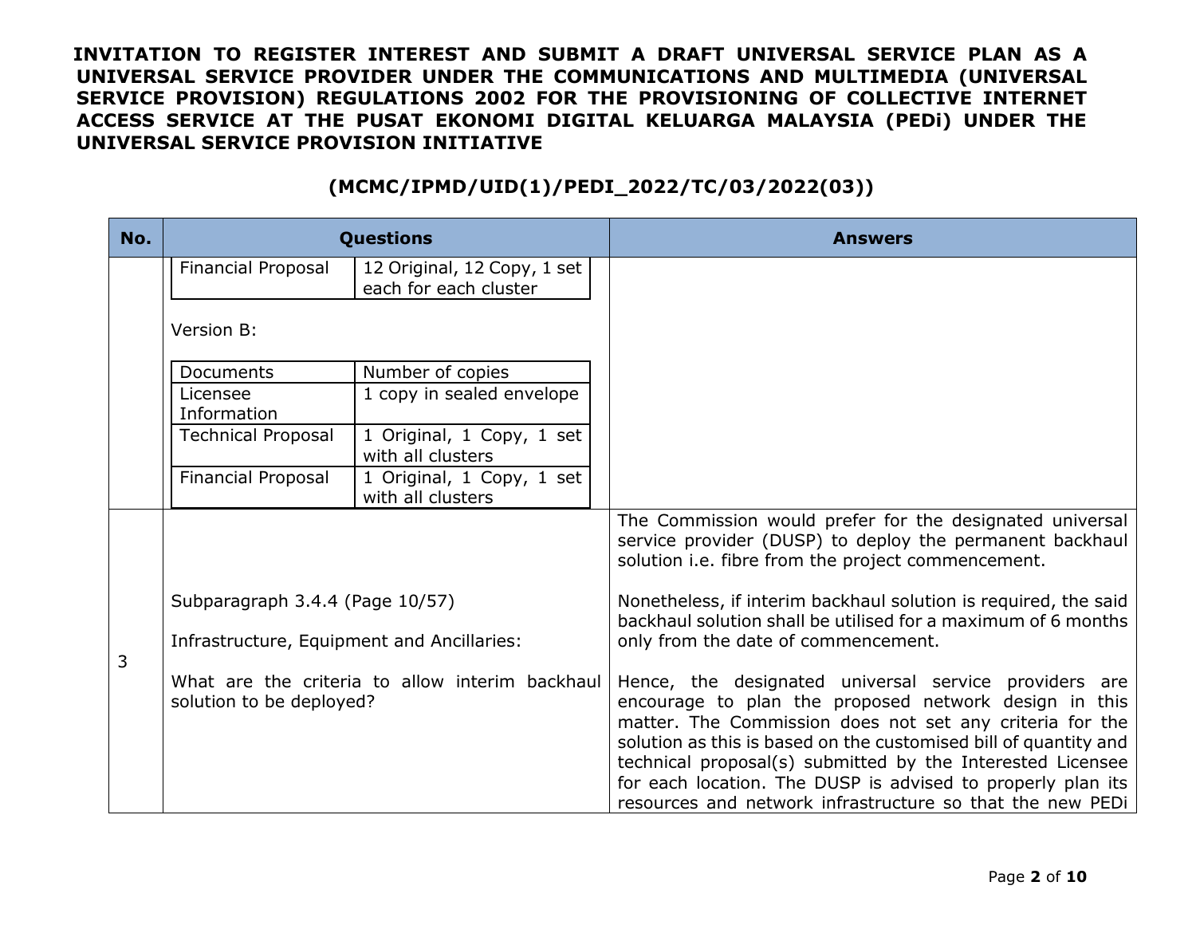**INVITATION TO REGISTER INTEREST AND SUBMIT A DRAFT UNIVERSAL SERVICE PLAN AS A UNIVERSAL SERVICE PROVIDER UNDER THE COMMUNICATIONS AND MULTIMEDIA (UNIVERSAL SERVICE PROVISION) REGULATIONS 2002 FOR THE PROVISIONING OF COLLECTIVE INTERNET ACCESS SERVICE AT THE PUSAT EKONOMI DIGITAL KELUARGA MALAYSIA (PEDi) UNDER THE UNIVERSAL SERVICE PROVISION INITIATIVE**

**(MCMC/IPMD/UID(1)/PEDI_2022/TC/03/2022(03))**

| No. | Questions | Answers |
|---|---|---|
| | Financial Proposal — 12 Original, 12 Copy, 1 set each for each cluster<br><br>Version B:<br><br>Documents — Number of copies<br>Licensee Information — 1 copy in sealed envelope<br>Technical Proposal — 1 Original, 1 Copy, 1 set with all clusters<br>Financial Proposal — 1 Original, 1 Copy, 1 set with all clusters | |
| 3 | Subparagraph 3.4.4 (Page 10/57)<br><br>Infrastructure, Equipment and Ancillaries:<br><br>What are the criteria to allow interim backhaul solution to be deployed? | The Commission would prefer for the designated universal service provider (DUSP) to deploy the permanent backhaul solution i.e. fibre from the project commencement.<br><br>Nonetheless, if interim backhaul solution is required, the said backhaul solution shall be utilised for a maximum of 6 months only from the date of commencement.<br><br>Hence, the designated universal service providers are encourage to plan the proposed network design in this matter. The Commission does not set any criteria for the solution as this is based on the customised bill of quantity and technical proposal(s) submitted by the Interested Licensee for each location. The DUSP is advised to properly plan its resources and network infrastructure so that the new PEDi |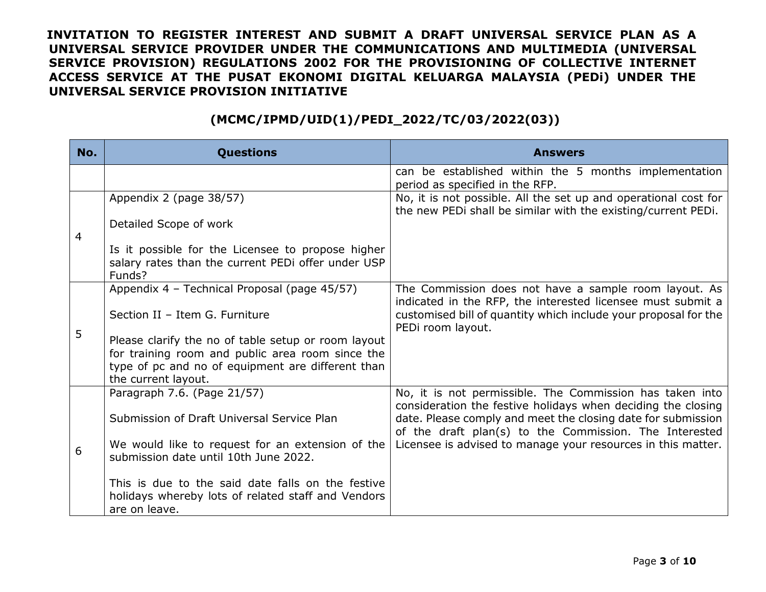**INVITATION TO REGISTER INTEREST AND SUBMIT A DRAFT UNIVERSAL SERVICE PLAN AS A UNIVERSAL SERVICE PROVIDER UNDER THE COMMUNICATIONS AND MULTIMEDIA (UNIVERSAL SERVICE PROVISION) REGULATIONS 2002 FOR THE PROVISIONING OF COLLECTIVE INTERNET ACCESS SERVICE AT THE PUSAT EKONOMI DIGITAL KELUARGA MALAYSIA (PEDi) UNDER THE UNIVERSAL SERVICE PROVISION INITIATIVE**

**(MCMC/IPMD/UID(1)/PEDI_2022/TC/03/2022(03))**

| No. | Questions | Answers |
|---|---|---|
| | | can be established within the 5 months implementation period as specified in the RFP. |
| 4 | Appendix 2 (page 38/57)<br><br>Detailed Scope of work<br><br>Is it possible for the Licensee to propose higher salary rates than the current PEDi offer under USP Funds? | No, it is not possible. All the set up and operational cost for the new PEDi shall be similar with the existing/current PEDi. |
| 5 | Appendix 4 – Technical Proposal (page 45/57)<br><br>Section II – Item G. Furniture<br><br>Please clarify the no of table setup or room layout for training room and public area room since the type of pc and no of equipment are different than the current layout. | The Commission does not have a sample room layout. As indicated in the RFP, the interested licensee must submit a customised bill of quantity which include your proposal for the PEDi room layout. |
| 6 | Paragraph 7.6. (Page 21/57)<br><br>Submission of Draft Universal Service Plan<br><br>We would like to request for an extension of the submission date until 10th June 2022.<br><br>This is due to the said date falls on the festive holidays whereby lots of related staff and Vendors are on leave. | No, it is not permissible. The Commission has taken into consideration the festive holidays when deciding the closing date. Please comply and meet the closing date for submission of the draft plan(s) to the Commission. The Interested Licensee is advised to manage your resources in this matter. |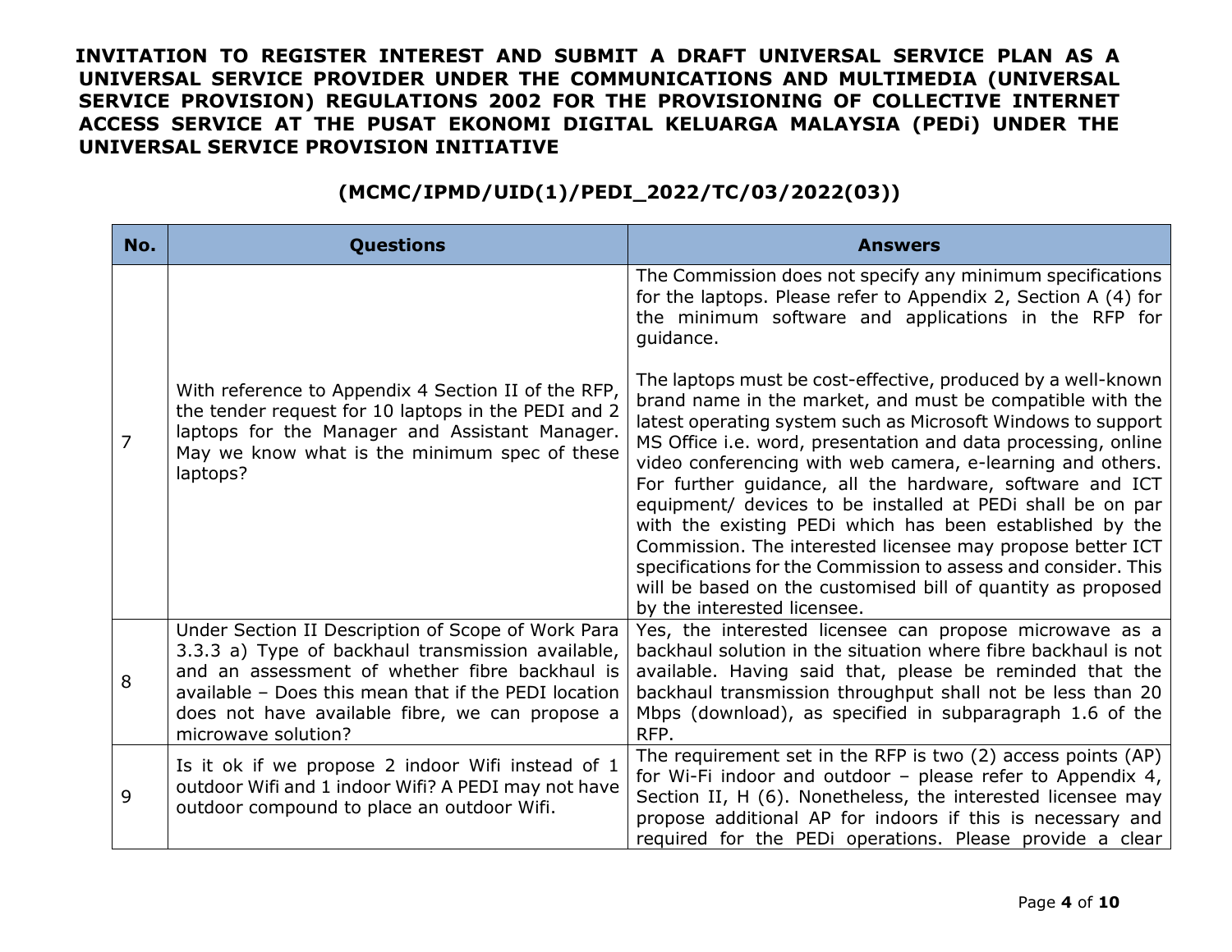**INVITATION TO REGISTER INTEREST AND SUBMIT A DRAFT UNIVERSAL SERVICE PLAN AS A UNIVERSAL SERVICE PROVIDER UNDER THE COMMUNICATIONS AND MULTIMEDIA (UNIVERSAL SERVICE PROVISION) REGULATIONS 2002 FOR THE PROVISIONING OF COLLECTIVE INTERNET ACCESS SERVICE AT THE PUSAT EKONOMI DIGITAL KELUARGA MALAYSIA (PEDi) UNDER THE UNIVERSAL SERVICE PROVISION INITIATIVE**

**(MCMC/IPMD/UID(1)/PEDI_2022/TC/03/2022(03))**

| No. | Questions | Answers |
|---|---|---|
| 7 | With reference to Appendix 4 Section II of the RFP, the tender request for 10 laptops in the PEDI and 2 laptops for the Manager and Assistant Manager. May we know what is the minimum spec of these laptops? | The Commission does not specify any minimum specifications for the laptops. Please refer to Appendix 2, Section A (4) for the minimum software and applications in the RFP for guidance.<br><br>The laptops must be cost-effective, produced by a well-known brand name in the market, and must be compatible with the latest operating system such as Microsoft Windows to support MS Office i.e. word, presentation and data processing, online video conferencing with web camera, e-learning and others. For further guidance, all the hardware, software and ICT equipment/ devices to be installed at PEDi shall be on par with the existing PEDi which has been established by the Commission. The interested licensee may propose better ICT specifications for the Commission to assess and consider. This will be based on the customised bill of quantity as proposed by the interested licensee. |
| 8 | Under Section II Description of Scope of Work Para 3.3.3 a) Type of backhaul transmission available, and an assessment of whether fibre backhaul is available – Does this mean that if the PEDI location does not have available fibre, we can propose a microwave solution? | Yes, the interested licensee can propose microwave as a backhaul solution in the situation where fibre backhaul is not available. Having said that, please be reminded that the backhaul transmission throughput shall not be less than 20 Mbps (download), as specified in subparagraph 1.6 of the RFP. |
| 9 | Is it ok if we propose 2 indoor Wifi instead of 1 outdoor Wifi and 1 indoor Wifi? A PEDI may not have outdoor compound to place an outdoor Wifi. | The requirement set in the RFP is two (2) access points (AP) for Wi-Fi indoor and outdoor – please refer to Appendix 4, Section II, H (6). Nonetheless, the interested licensee may propose additional AP for indoors if this is necessary and required for the PEDi operations. Please provide a clear |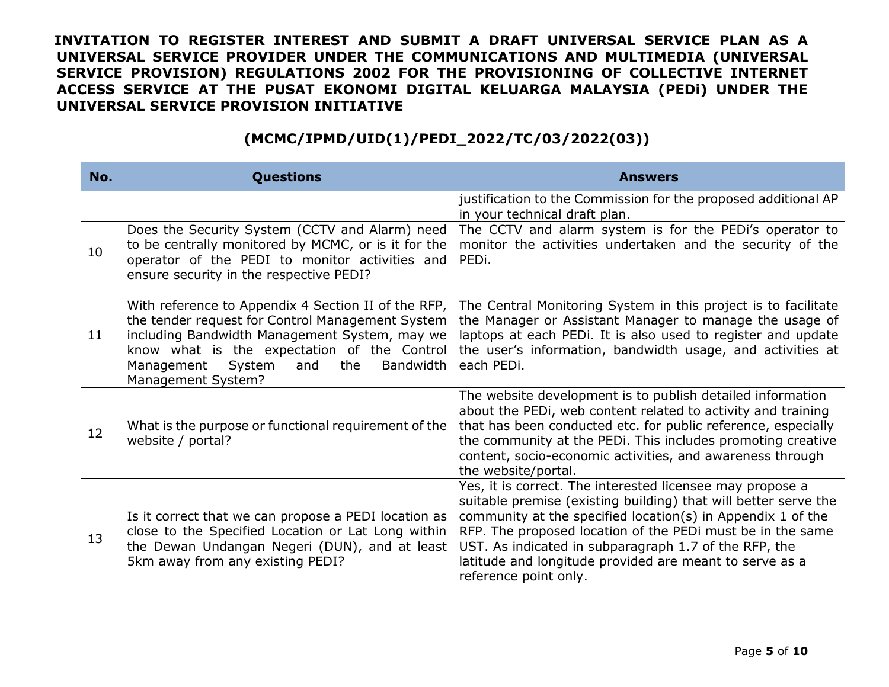**INVITATION TO REGISTER INTEREST AND SUBMIT A DRAFT UNIVERSAL SERVICE PLAN AS A UNIVERSAL SERVICE PROVIDER UNDER THE COMMUNICATIONS AND MULTIMEDIA (UNIVERSAL SERVICE PROVISION) REGULATIONS 2002 FOR THE PROVISIONING OF COLLECTIVE INTERNET ACCESS SERVICE AT THE PUSAT EKONOMI DIGITAL KELUARGA MALAYSIA (PEDi) UNDER THE UNIVERSAL SERVICE PROVISION INITIATIVE**

**(MCMC/IPMD/UID(1)/PEDI_2022/TC/03/2022(03))**

| No. | Questions | Answers |
|---|---|---|
| | | justification to the Commission for the proposed additional AP in your technical draft plan. |
| 10 | Does the Security System (CCTV and Alarm) need to be centrally monitored by MCMC, or is it for the operator of the PEDI to monitor activities and ensure security in the respective PEDI? | The CCTV and alarm system is for the PEDi's operator to monitor the activities undertaken and the security of the PEDi. |
| 11 | With reference to Appendix 4 Section II of the RFP, the tender request for Control Management System including Bandwidth Management System, may we know what is the expectation of the Control Management System and the Bandwidth Management System? | The Central Monitoring System in this project is to facilitate the Manager or Assistant Manager to manage the usage of laptops at each PEDi. It is also used to register and update the user's information, bandwidth usage, and activities at each PEDi. |
| 12 | What is the purpose or functional requirement of the website / portal? | The website development is to publish detailed information about the PEDi, web content related to activity and training that has been conducted etc. for public reference, especially the community at the PEDi. This includes promoting creative content, socio-economic activities, and awareness through the website/portal. |
| 13 | Is it correct that we can propose a PEDI location as close to the Specified Location or Lat Long within the Dewan Undangan Negeri (DUN), and at least 5km away from any existing PEDI? | Yes, it is correct. The interested licensee may propose a suitable premise (existing building) that will better serve the community at the specified location(s) in Appendix 1 of the RFP. The proposed location of the PEDi must be in the same UST. As indicated in subparagraph 1.7 of the RFP, the latitude and longitude provided are meant to serve as a reference point only. |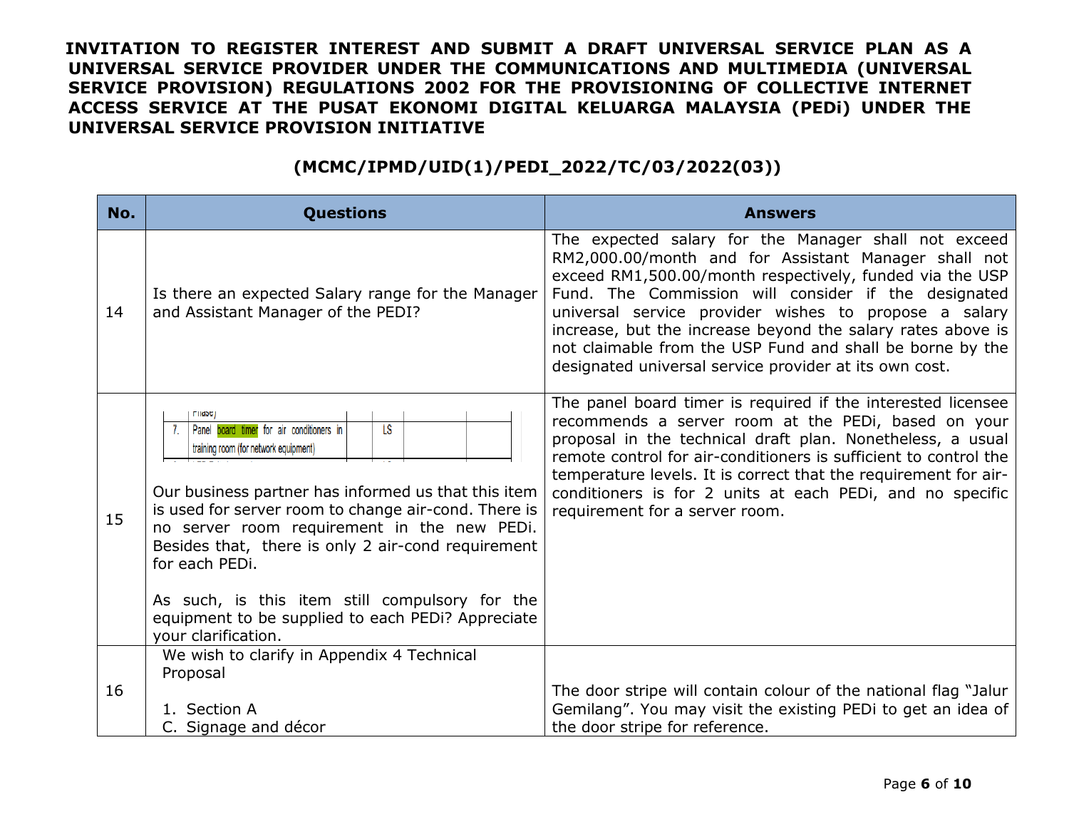**INVITATION TO REGISTER INTEREST AND SUBMIT A DRAFT UNIVERSAL SERVICE PLAN AS A UNIVERSAL SERVICE PROVIDER UNDER THE COMMUNICATIONS AND MULTIMEDIA (UNIVERSAL SERVICE PROVISION) REGULATIONS 2002 FOR THE PROVISIONING OF COLLECTIVE INTERNET ACCESS SERVICE AT THE PUSAT EKONOMI DIGITAL KELUARGA MALAYSIA (PEDi) UNDER THE UNIVERSAL SERVICE PROVISION INITIATIVE**

**(MCMC/IPMD/UID(1)/PEDI_2022/TC/03/2022(03))**

| No. | Questions | Answers |
|---|---|---|
| 14 | Is there an expected Salary range for the Manager and Assistant Manager of the PEDI? | The expected salary for the Manager shall not exceed RM2,000.00/month and for Assistant Manager shall not exceed RM1,500.00/month respectively, funded via the USP Fund. The Commission will consider if the designated universal service provider wishes to propose a salary increase, but the increase beyond the salary rates above is not claimable from the USP Fund and shall be borne by the designated universal service provider at its own cost. |
| 15 | 7. Panel board timer for air conditioners in training room (for network equipment) — LS<br><br>Our business partner has informed us that this item is used for server room to change air-cond. There is no server room requirement in the new PEDi. Besides that, there is only 2 air-cond requirement for each PEDi.<br><br>As such, is this item still compulsory for the equipment to be supplied to each PEDi? Appreciate your clarification. | The panel board timer is required if the interested licensee recommends a server room at the PEDi, based on your proposal in the technical draft plan. Nonetheless, a usual remote control for air-conditioners is sufficient to control the temperature levels. It is correct that the requirement for air-conditioners is for 2 units at each PEDi, and no specific requirement for a server room. |
| 16 | We wish to clarify in Appendix 4 Technical Proposal<br><br>1. Section A<br>C. Signage and décor | The door stripe will contain colour of the national flag "Jalur Gemilang". You may visit the existing PEDi to get an idea of the door stripe for reference. |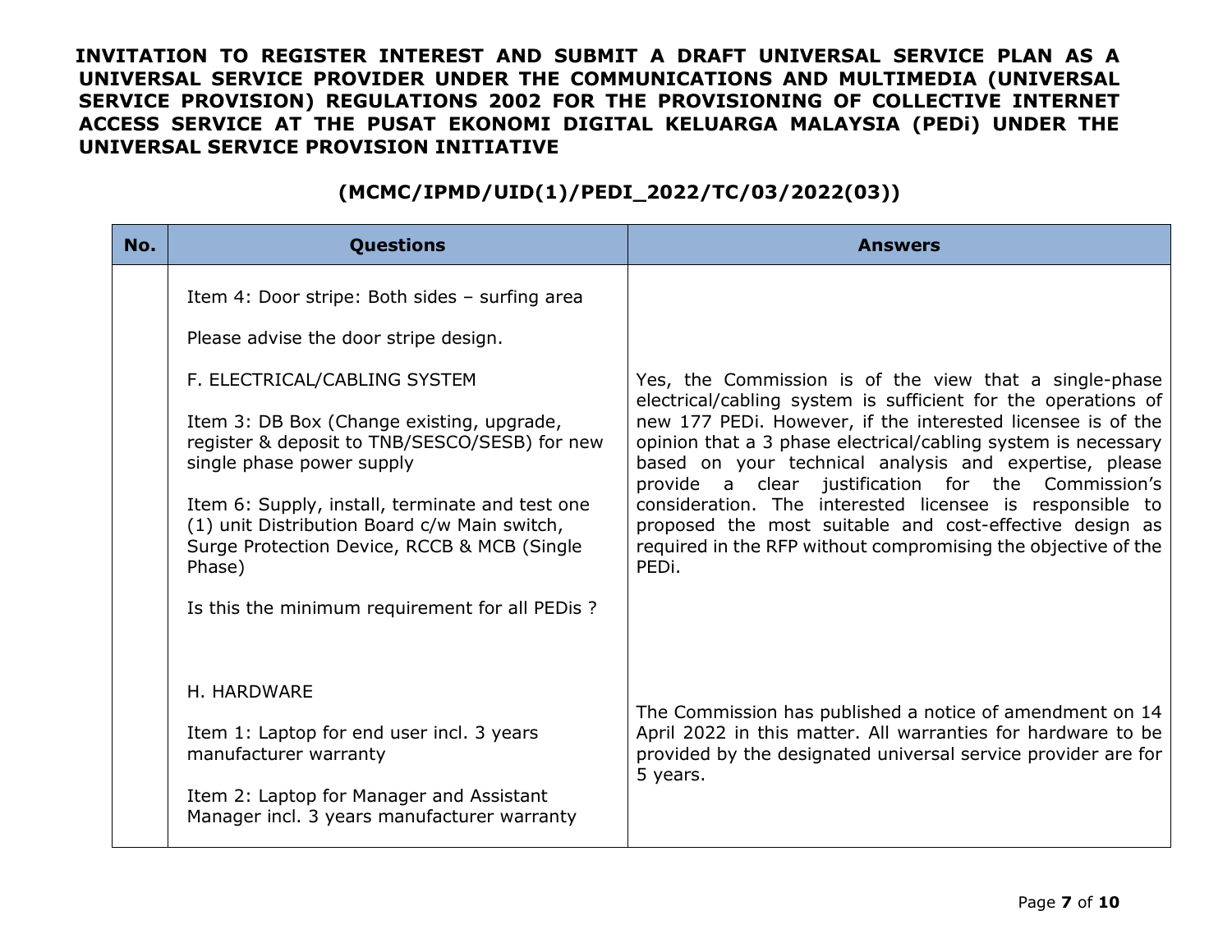**INVITATION TO REGISTER INTEREST AND SUBMIT A DRAFT UNIVERSAL SERVICE PLAN AS A UNIVERSAL SERVICE PROVIDER UNDER THE COMMUNICATIONS AND MULTIMEDIA (UNIVERSAL SERVICE PROVISION) REGULATIONS 2002 FOR THE PROVISIONING OF COLLECTIVE INTERNET ACCESS SERVICE AT THE PUSAT EKONOMI DIGITAL KELUARGA MALAYSIA (PEDi) UNDER THE UNIVERSAL SERVICE PROVISION INITIATIVE**

**(MCMC/IPMD/UID(1)/PEDI_2022/TC/03/2022(03))**

| No. | Questions | Answers |
|---|---|---|
| | Item 4: Door stripe: Both sides – surfing area<br><br>Please advise the door stripe design. | |
| | F. ELECTRICAL/CABLING SYSTEM<br><br>Item 3: DB Box (Change existing, upgrade, register & deposit to TNB/SESCO/SESB) for new single phase power supply<br><br>Item 6: Supply, install, terminate and test one (1) unit Distribution Board c/w Main switch, Surge Protection Device, RCCB & MCB (Single Phase)<br><br>Is this the minimum requirement for all PEDis ? | Yes, the Commission is of the view that a single-phase electrical/cabling system is sufficient for the operations of new 177 PEDi. However, if the interested licensee is of the opinion that a 3 phase electrical/cabling system is necessary based on your technical analysis and expertise, please provide a clear justification for the Commission's consideration. The interested licensee is responsible to proposed the most suitable and cost-effective design as required in the RFP without compromising the objective of the PEDi. |
| | H. HARDWARE<br><br>Item 1: Laptop for end user incl. 3 years manufacturer warranty<br><br>Item 2: Laptop for Manager and Assistant Manager incl. 3 years manufacturer warranty | The Commission has published a notice of amendment on 14 April 2022 in this matter. All warranties for hardware to be provided by the designated universal service provider are for 5 years. |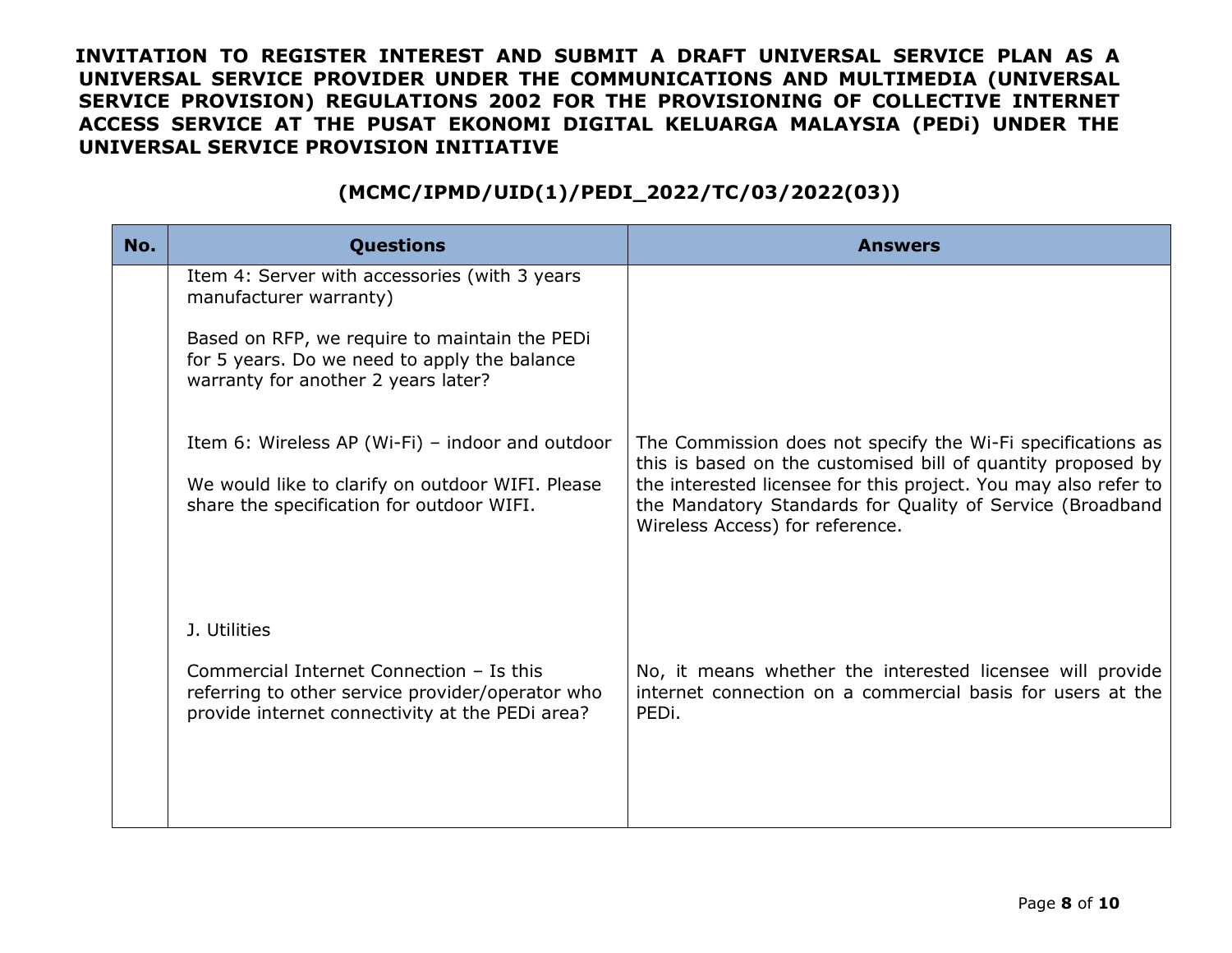**INVITATION TO REGISTER INTEREST AND SUBMIT A DRAFT UNIVERSAL SERVICE PLAN AS A UNIVERSAL SERVICE PROVIDER UNDER THE COMMUNICATIONS AND MULTIMEDIA (UNIVERSAL SERVICE PROVISION) REGULATIONS 2002 FOR THE PROVISIONING OF COLLECTIVE INTERNET ACCESS SERVICE AT THE PUSAT EKONOMI DIGITAL KELUARGA MALAYSIA (PEDi) UNDER THE UNIVERSAL SERVICE PROVISION INITIATIVE**

**(MCMC/IPMD/UID(1)/PEDI_2022/TC/03/2022(03))**

| No. | Questions | Answers |
|---|---|---|
| | Item 4: Server with accessories (with 3 years manufacturer warranty)<br><br>Based on RFP, we require to maintain the PEDi for 5 years. Do we need to apply the balance warranty for another 2 years later? | |
| | Item 6: Wireless AP (Wi-Fi) – indoor and outdoor<br><br>We would like to clarify on outdoor WIFI. Please share the specification for outdoor WIFI. | The Commission does not specify the Wi-Fi specifications as this is based on the customised bill of quantity proposed by the interested licensee for this project. You may also refer to the Mandatory Standards for Quality of Service (Broadband Wireless Access) for reference. |
| | J. Utilities<br><br>Commercial Internet Connection – Is this referring to other service provider/operator who provide internet connectivity at the PEDi area? | No, it means whether the interested licensee will provide internet connection on a commercial basis for users at the PEDi. |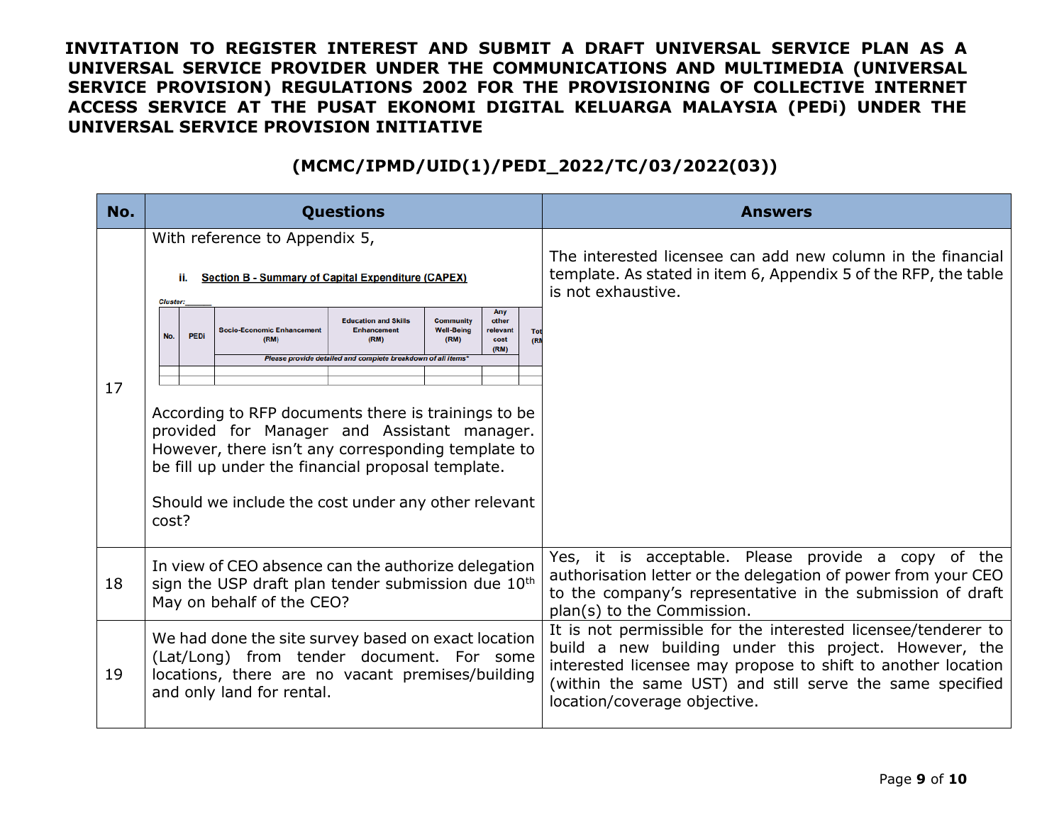**INVITATION TO REGISTER INTEREST AND SUBMIT A DRAFT UNIVERSAL SERVICE PLAN AS A UNIVERSAL SERVICE PROVIDER UNDER THE COMMUNICATIONS AND MULTIMEDIA (UNIVERSAL SERVICE PROVISION) REGULATIONS 2002 FOR THE PROVISIONING OF COLLECTIVE INTERNET ACCESS SERVICE AT THE PUSAT EKONOMI DIGITAL KELUARGA MALAYSIA (PEDi) UNDER THE UNIVERSAL SERVICE PROVISION INITIATIVE**

**(MCMC/IPMD/UID(1)/PEDI_2022/TC/03/2022(03))**

| No. | Questions | Answers |
|---|---|---|
| 17 | With reference to Appendix 5,<br><br>ii. Section B - Summary of Capital Expenditure (CAPEX)<br><br>Cluster:______<br><br>No. \| PEDi \| Socio-Economic Enhancement (RM) \| Education and Skills Enhancement (RM) \| Community Well-Being (RM) \| Any other relevant cost (RM) \| Tot (RM<br>Please provide detailed and complete breakdown of all items*<br><br>According to RFP documents there is trainings to be provided for Manager and Assistant manager. However, there isn't any corresponding template to be fill up under the financial proposal template.<br><br>Should we include the cost under any other relevant cost? | The interested licensee can add new column in the financial template. As stated in item 6, Appendix 5 of the RFP, the table is not exhaustive. |
| 18 | In view of CEO absence can the authorize delegation sign the USP draft plan tender submission due 10th May on behalf of the CEO? | Yes, it is acceptable. Please provide a copy of the authorisation letter or the delegation of power from your CEO to the company's representative in the submission of draft plan(s) to the Commission. |
| 19 | We had done the site survey based on exact location (Lat/Long) from tender document. For some locations, there are no vacant premises/building and only land for rental. | It is not permissible for the interested licensee/tenderer to build a new building under this project. However, the interested licensee may propose to shift to another location (within the same UST) and still serve the same specified location/coverage objective. |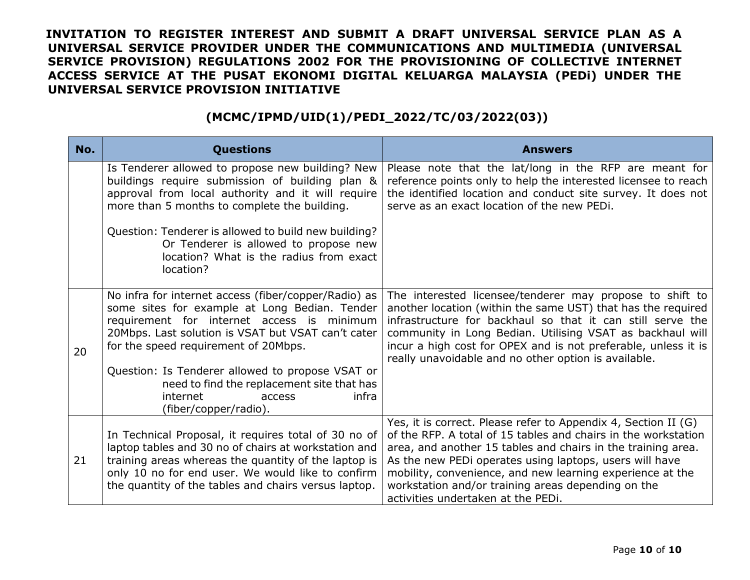**INVITATION TO REGISTER INTEREST AND SUBMIT A DRAFT UNIVERSAL SERVICE PLAN AS A UNIVERSAL SERVICE PROVIDER UNDER THE COMMUNICATIONS AND MULTIMEDIA (UNIVERSAL SERVICE PROVISION) REGULATIONS 2002 FOR THE PROVISIONING OF COLLECTIVE INTERNET ACCESS SERVICE AT THE PUSAT EKONOMI DIGITAL KELUARGA MALAYSIA (PEDi) UNDER THE UNIVERSAL SERVICE PROVISION INITIATIVE**

**(MCMC/IPMD/UID(1)/PEDI_2022/TC/03/2022(03))**

| No. | Questions | Answers |
|---|---|---|
| | Is Tenderer allowed to propose new building? New buildings require submission of building plan & approval from local authority and it will require more than 5 months to complete the building.<br><br>Question: Tenderer is allowed to build new building? Or Tenderer is allowed to propose new location? What is the radius from exact location? | Please note that the lat/long in the RFP are meant for reference points only to help the interested licensee to reach the identified location and conduct site survey. It does not serve as an exact location of the new PEDi. |
| 20 | No infra for internet access (fiber/copper/Radio) as some sites for example at Long Bedian. Tender requirement for internet access is minimum 20Mbps. Last solution is VSAT but VSAT can't cater for the speed requirement of 20Mbps.<br><br>Question: Is Tenderer allowed to propose VSAT or need to find the replacement site that has internet access infra (fiber/copper/radio). | The interested licensee/tenderer may propose to shift to another location (within the same UST) that has the required infrastructure for backhaul so that it can still serve the community in Long Bedian. Utilising VSAT as backhaul will incur a high cost for OPEX and is not preferable, unless it is really unavoidable and no other option is available. |
| 21 | In Technical Proposal, it requires total of 30 no of laptop tables and 30 no of chairs at workstation and training areas whereas the quantity of the laptop is only 10 no for end user. We would like to confirm the quantity of the tables and chairs versus laptop. | Yes, it is correct. Please refer to Appendix 4, Section II (G) of the RFP. A total of 15 tables and chairs in the workstation area, and another 15 tables and chairs in the training area. As the new PEDi operates using laptops, users will have mobility, convenience, and new learning experience at the workstation and/or training areas depending on the activities undertaken at the PEDi. |